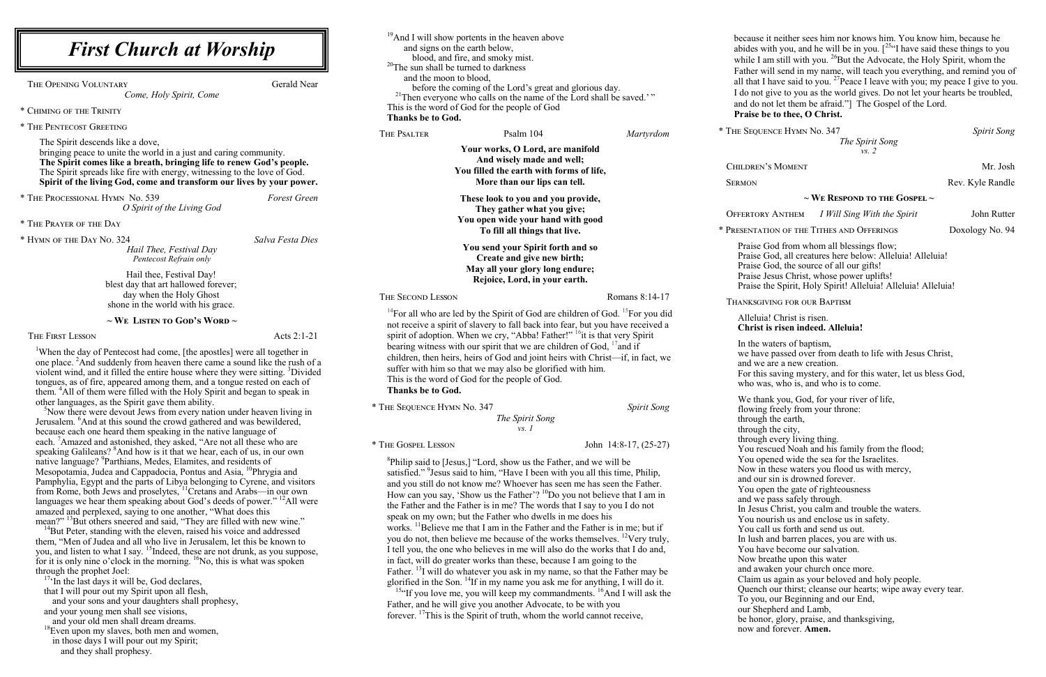# *First Church at Worship*

The Opening Voluntary — Gerald Near
*Come, Holy Spirit, Come*

\* Chiming of the Trinity

\* The Pentecost Greeting

The Spirit descends like a dove,
bringing peace to unite the world in a just and caring community.
**The Spirit comes like a breath, bringing life to renew God's people.**
The Spirit spreads like fire with energy, witnessing to the love of God.
**Spirit of the living God, come and transform our lives by your power.**

\* The Processional Hymn No. 539 — *Forest Green*
*O Spirit of the Living God*

\* The Prayer of the Day

\* Hymn of the Day No. 324 — *Salva Festa Dies*
*Hail Thee, Festival Day*
*Pentecost Refrain only*

Hail thee, Festival Day!
blest day that art hallowed forever;
day when the Holy Ghost
shone in the world with his grace.

## ~ We Listen to God's Word ~

The First Lesson — Acts 2:1-21

[1]When the day of Pentecost had come, [the apostles] were all together in one place. [2]And suddenly from heaven there came a sound like the rush of a violent wind, and it filled the entire house where they were sitting. [3]Divided tongues, as of fire, appeared among them, and a tongue rested on each of them. [4]All of them were filled with the Holy Spirit and began to speak in other languages, as the Spirit gave them ability.

[5]Now there were devout Jews from every nation under heaven living in Jerusalem. [6]And at this sound the crowd gathered and was bewildered, because each one heard them speaking in the native language of each. [7]Amazed and astonished, they asked, "Are not all these who are speaking Galileans? [8]And how is it that we hear, each of us, in our own native language? [9]Parthians, Medes, Elamites, and residents of Mesopotamia, Judea and Cappadocia, Pontus and Asia, [10]Phrygia and Pamphylia, Egypt and the parts of Libya belonging to Cyrene, and visitors from Rome, both Jews and proselytes, [11]Cretans and Arabs—in our own languages we hear them speaking about God's deeds of power." [12]All were amazed and perplexed, saying to one another, "What does this mean?" [13]But others sneered and said, "They are filled with new wine."

[14]But Peter, standing with the eleven, raised his voice and addressed them, "Men of Judea and all who live in Jerusalem, let this be known to you, and listen to what I say. [15]Indeed, these are not drunk, as you suppose, for it is only nine o'clock in the morning. [16]No, this is what was spoken through the prophet Joel:

[17]'In the last days it will be, God declares,
that I will pour out my Spirit upon all flesh,
and your sons and your daughters shall prophesy,
and your young men shall see visions,
and your old men shall dream dreams.
[18]Even upon my slaves, both men and women,
in those days I will pour out my Spirit;
and they shall prophesy.
[19]And I will show portents in the heaven above
and signs on the earth below,
blood, and fire, and smoky mist.
[20]The sun shall be turned to darkness
and the moon to blood,
before the coming of the Lord's great and glorious day.
[21]Then everyone who calls on the name of the Lord shall be saved.' "

This is the word of God for the people of God
**Thanks be to God.**

The Psalter — Psalm 104 — *Martyrdom*

**Your works, O Lord, are manifold**
**And wisely made and well;**
**You filled the earth with forms of life,**
**More than our lips can tell.**

**These look to you and you provide,**
**They gather what you give;**
**You open wide your hand with good**
**To fill all things that live.**

**You send your Spirit forth and so**
**Create and give new birth;**
**May all your glory long endure;**
**Rejoice, Lord, in your earth.**

The Second Lesson — Romans 8:14-17

[14]For all who are led by the Spirit of God are children of God. [15]For you did not receive a spirit of slavery to fall back into fear, but you have received a spirit of adoption. When we cry, "Abba! Father!" [16]it is that very Spirit bearing witness with our spirit that we are children of God, [17]and if children, then heirs, heirs of God and joint heirs with Christ—if, in fact, we suffer with him so that we may also be glorified with him.
This is the word of God for the people of God.
**Thanks be to God.**

\* The Sequence Hymn No. 347 — *Spirit Song*
*The Spirit Song*
*vs. 1*

\* The Gospel Lesson — John 14:8-17, (25-27)

[8]Philip said to [Jesus,] "Lord, show us the Father, and we will be satisfied." [9]Jesus said to him, "Have I been with you all this time, Philip, and you still do not know me? Whoever has seen me has seen the Father. How can you say, 'Show us the Father'? [10]Do you not believe that I am in the Father and the Father is in me? The words that I say to you I do not speak on my own; but the Father who dwells in me does his works. [11]Believe me that I am in the Father and the Father is in me; but if you do not, then believe me because of the works themselves. [12]Very truly, I tell you, the one who believes in me will also do the works that I do and, in fact, will do greater works than these, because I am going to the Father. [13]I will do whatever you ask in my name, so that the Father may be glorified in the Son. [14]If in my name you ask me for anything, I will do it.

[15]"If you love me, you will keep my commandments. [16]And I will ask the Father, and he will give you another Advocate, to be with you forever. [17]This is the Spirit of truth, whom the world cannot receive, because it neither sees him nor knows him. You know him, because he abides with you, and he will be in you. [[25]"I have said these things to you while I am still with you. [26]But the Advocate, the Holy Spirit, whom the Father will send in my name, will teach you everything, and remind you of all that I have said to you. [27]Peace I leave with you; my peace I give to you. I do not give to you as the world gives. Do not let your hearts be troubled, and do not let them be afraid."] The Gospel of the Lord.
**Praise be to thee, O Christ.**

\* The Sequence Hymn No. 347 — *Spirit Song*
*The Spirit Song*
*vs. 2*

Children's Moment — Mr. Josh

Sermon — Rev. Kyle Randle

## ~ We Respond to the Gospel ~

Offertory Anthem — *I Will Sing With the Spirit* — John Rutter

\* Presentation of the Tithes and Offerings — Doxology No. 94

Praise God from whom all blessings flow;
Praise God, all creatures here below: Alleluia! Alleluia!
Praise God, the source of all our gifts!
Praise Jesus Christ, whose power uplifts!
Praise the Spirit, Holy Spirit! Alleluia! Alleluia! Alleluia!

Thanksgiving for our Baptism

Alleluia! Christ is risen.
**Christ is risen indeed. Alleluia!**

In the waters of baptism,
we have passed over from death to life with Jesus Christ,
and we are a new creation.
For this saving mystery, and for this water, let us bless God,
who was, who is, and who is to come.

We thank you, God, for your river of life,
flowing freely from your throne:
through the earth,
through the city,
through every living thing.
You rescued Noah and his family from the flood;
You opened wide the sea for the Israelites.
Now in these waters you flood us with mercy,
and our sin is drowned forever.
You open the gate of righteousness
and we pass safely through.
In Jesus Christ, you calm and trouble the waters.
You nourish us and enclose us in safety.
You call us forth and send us out.
In lush and barren places, you are with us.
You have become our salvation.
Now breathe upon this water
and awaken your church once more.
Claim us again as your beloved and holy people.
Quench our thirst; cleanse our hearts; wipe away every tear.
To you, our Beginning and our End,
our Shepherd and Lamb,
be honor, glory, praise, and thanksgiving,
now and forever. **Amen.**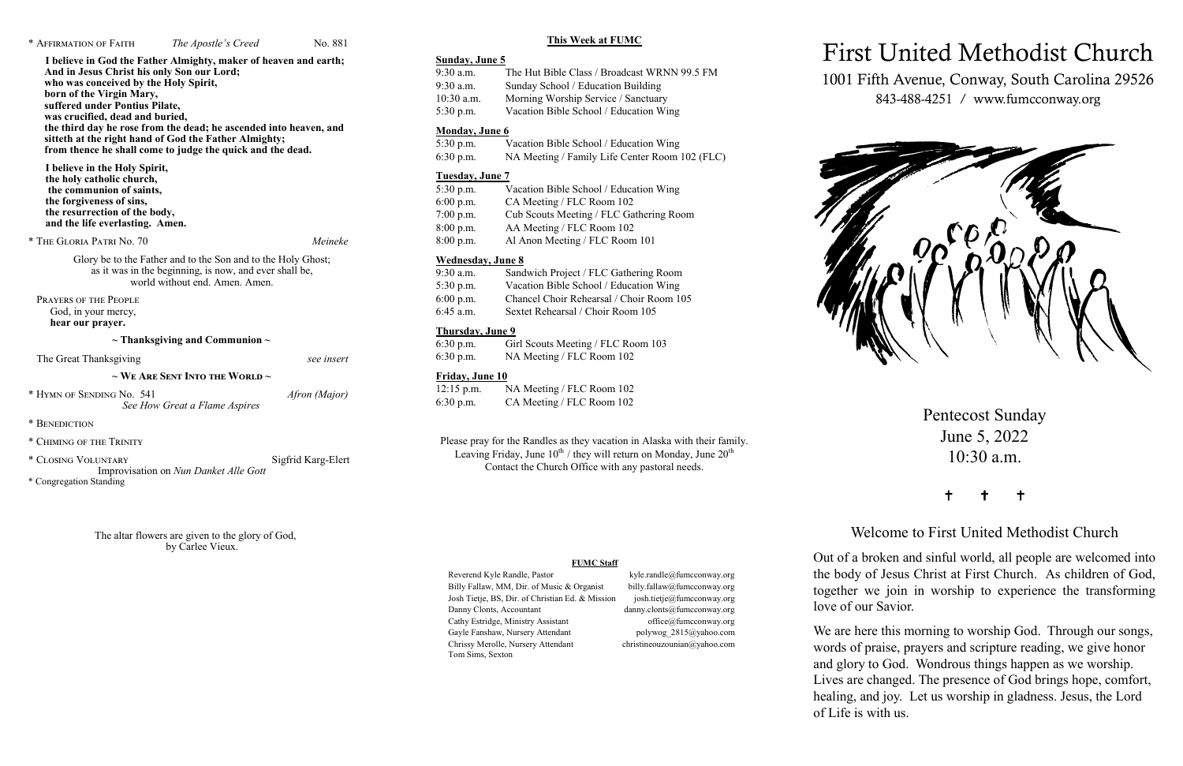\* Affirmation of Faith *The Apostle's Creed* No. 881

**I believe in God the Father Almighty, maker of heaven and earth;**
**And in Jesus Christ his only Son our Lord;**
**who was conceived by the Holy Spirit,**
**born of the Virgin Mary,**
**suffered under Pontius Pilate,**
**was crucified, dead and buried,**
**the third day he rose from the dead; he ascended into heaven, and sitteth at the right hand of God the Father Almighty;**
**from thence he shall come to judge the quick and the dead.**

**I believe in the Holy Spirit,**
**the holy catholic church,**
**the communion of saints,**
**the forgiveness of sins,**
**the resurrection of the body,**
**and the life everlasting. Amen.**

\* The Gloria Patri No. 70 *Meineke*

Glory be to the Father and to the Son and to the Holy Ghost;
as it was in the beginning, is now, and ever shall be,
world without end. Amen. Amen.

Prayers of the People
God, in your mercy,
**hear our prayer.**

**~ Thanksgiving and Communion ~**

The Great Thanksgiving *see insert*

**~ We Are Sent Into the World ~**

\* Hymn of Sending No. 541 *Afron (Major)*
*See How Great a Flame Aspires*

\* Benediction

\* Chiming of the Trinity

\* Closing Voluntary Sigfrid Karg-Elert
Improvisation on *Nun Danket Alle Gott*

\* Congregation Standing

The altar flowers are given to the glory of God,
by Carlee Vieux.

## This Week at FUMC

**Sunday, June 5**

| | |
|---|---|
| 9:30 a.m. | The Hut Bible Class / Broadcast WRNN 99.5 FM |
| 9:30 a.m. | Sunday School / Education Building |
| 10:30 a.m. | Morning Worship Service / Sanctuary |
| 5:30 p.m. | Vacation Bible School / Education Wing |

**Monday, June 6**

| | |
|---|---|
| 5:30 p.m. | Vacation Bible School / Education Wing |
| 6:30 p.m. | NA Meeting / Family Life Center Room 102 (FLC) |

**Tuesday, June 7**

| | |
|---|---|
| 5:30 p.m. | Vacation Bible School / Education Wing |
| 6:00 p.m. | CA Meeting / FLC Room 102 |
| 7:00 p.m. | Cub Scouts Meeting / FLC Gathering Room |
| 8:00 p.m. | AA Meeting / FLC Room 102 |
| 8:00 p.m. | Al Anon Meeting / FLC Room 101 |

**Wednesday, June 8**

| | |
|---|---|
| 9:30 a.m. | Sandwich Project / FLC Gathering Room |
| 5:30 p.m. | Vacation Bible School / Education Wing |
| 6:00 p.m. | Chancel Choir Rehearsal / Choir Room 105 |
| 6:45 a.m. | Sextet Rehearsal / Choir Room 105 |

**Thursday, June 9**

| | |
|---|---|
| 6:30 p.m. | Girl Scouts Meeting / FLC Room 103 |
| 6:30 p.m. | NA Meeting / FLC Room 102 |

**Friday, June 10**

| | |
|---|---|
| 12:15 p.m. | NA Meeting / FLC Room 102 |
| 6:30 p.m. | CA Meeting / FLC Room 102 |

Please pray for the Randles as they vacation in Alaska with their family. Leaving Friday, June 10th / they will return on Monday, June 20th
Contact the Church Office with any pastoral needs.

**FUMC Staff**

| | |
|---|---|
| Reverend Kyle Randle, Pastor | kyle.randle@fumcconway.org |
| Billy Fallaw, MM, Dir. of Music & Organist | billy.fallaw@fumcconway.org |
| Josh Tietje, BS, Dir. of Christian Ed. & Mission | josh.tietje@fumcconway.org |
| Danny Clonts, Accountant | danny.clonts@fumcconway.org |
| Cathy Estridge, Ministry Assistant | office@fumcconway.org |
| Gayle Fanshaw, Nursery Attendant | polywog_2815@yahoo.com |
| Chrissy Merolle, Nursery Attendant | christineouzounian@yahoo.com |
| Tom Sims, Sexton | |

# First United Methodist Church

1001 Fifth Avenue, Conway, South Carolina 29526
843-488-4251 / www.fumcconway.org

Pentecost Sunday
June 5, 2022
10:30 a.m.

† † †

## Welcome to First United Methodist Church

Out of a broken and sinful world, all people are welcomed into the body of Jesus Christ at First Church. As children of God, together we join in worship to experience the transforming love of our Savior.

We are here this morning to worship God. Through our songs, words of praise, prayers and scripture reading, we give honor and glory to God. Wondrous things happen as we worship. Lives are changed. The presence of God brings hope, comfort, healing, and joy. Let us worship in gladness. Jesus, the Lord of Life is with us.